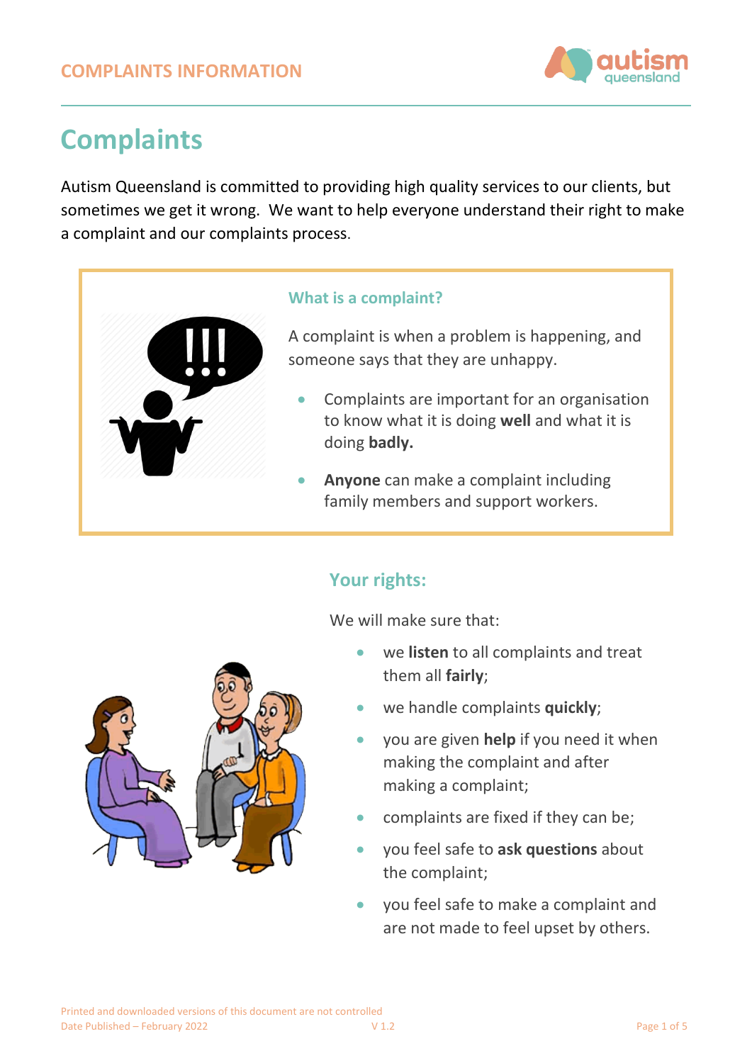# Complaints

Autism Queensland is committed to providing high quality services to our clients, but sometimes we get it wrong. We want to help everyone understand their right to make a complaint and our complaints process.

### What is a complaint?

A complaint is when a problem is happening, and someone says that they are unhappy.

- Complaints are important for an organisation to know what it is doing **well** and what it is doing **badly.**
- **Anyone** can make a complaint including family members and support workers.

## Your rights:

We will make sure that:

- we **listen** to all complaints and treat them all **fairly**;
- we handle complaints **quickly**;
- you are given **help** if you need it when making the complaint and after making a complaint;
- complaints are fixed if they can be;
- you feel safe to **ask questions** about the complaint;
- you feel safe to make a complaint and are not made to feel upset by others.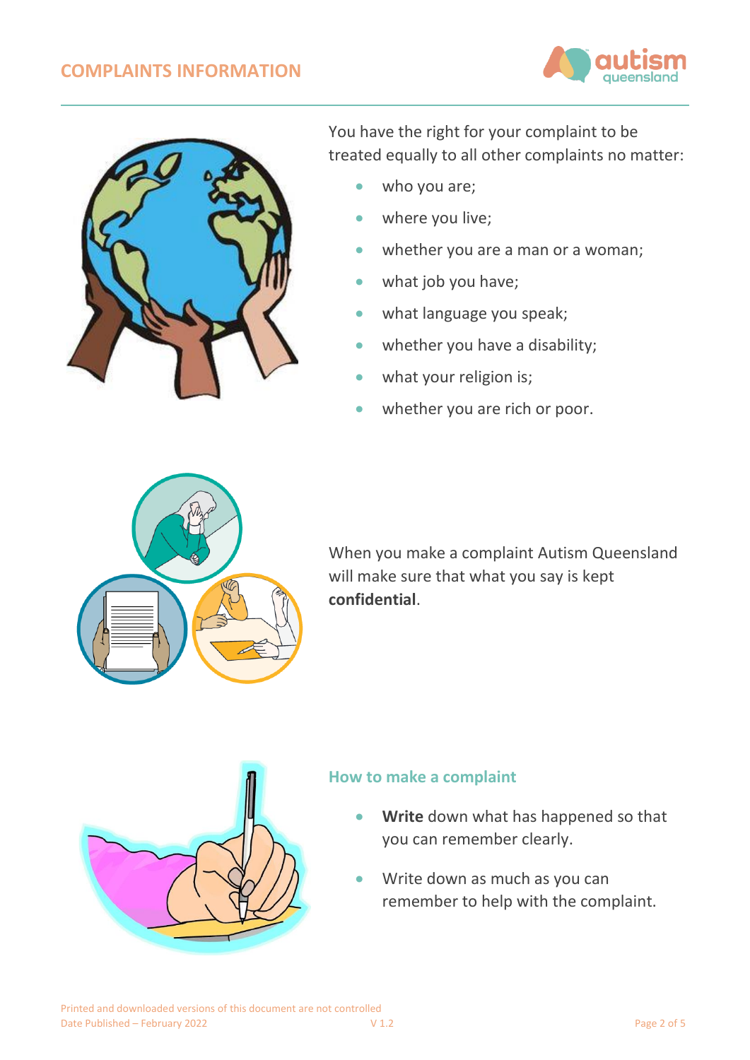You have the right for your complaint to be treated equally to all other complaints no matter:

- who you are;
- where you live;
- whether you are a man or a woman;
- what job you have;
- what language you speak;
- whether you have a disability;
- what your religion is;
- whether you are rich or poor.

When you make a complaint Autism Queensland will make sure that what you say is kept **confidential**.

### How to make a complaint

- **Write** down what has happened so that you can remember clearly.
- Write down as much as you can remember to help with the complaint.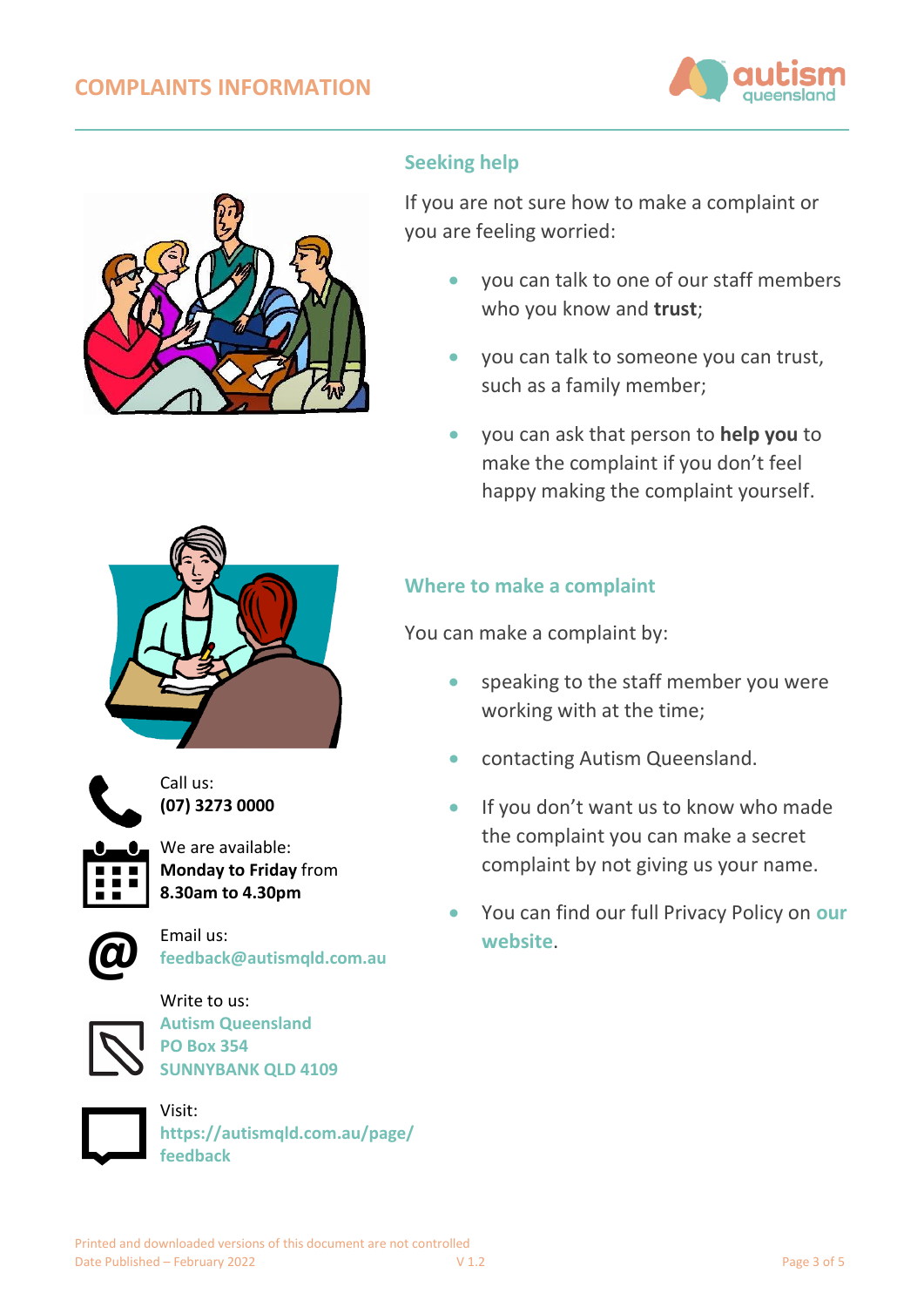## Seeking help

If you are not sure how to make a complaint or you are feeling worried:

- you can talk to one of our staff members who you know and **trust**;
- you can talk to someone you can trust, such as a family member;
- you can ask that person to **help you** to make the complaint if you don't feel happy making the complaint yourself.

## Where to make a complaint

You can make a complaint by:

- speaking to the staff member you were working with at the time;
- contacting Autism Queensland.
- If you don't want us to know who made the complaint you can make a secret complaint by not giving us your name.
- You can find our full Privacy Policy on **our website**.

Call us:
**(07) 3273 0000**

We are available:
**Monday to Friday** from
**8.30am to 4.30pm**

Email us:
**feedback@autismqld.com.au**

Write to us:
**Autism Queensland**
**PO Box 354**
**SUNNYBANK QLD 4109**

Visit:
**https://autismqld.com.au/page/feedback**

Printed and downloaded versions of this document are not controlled
Date Published – February 2022 V 1.2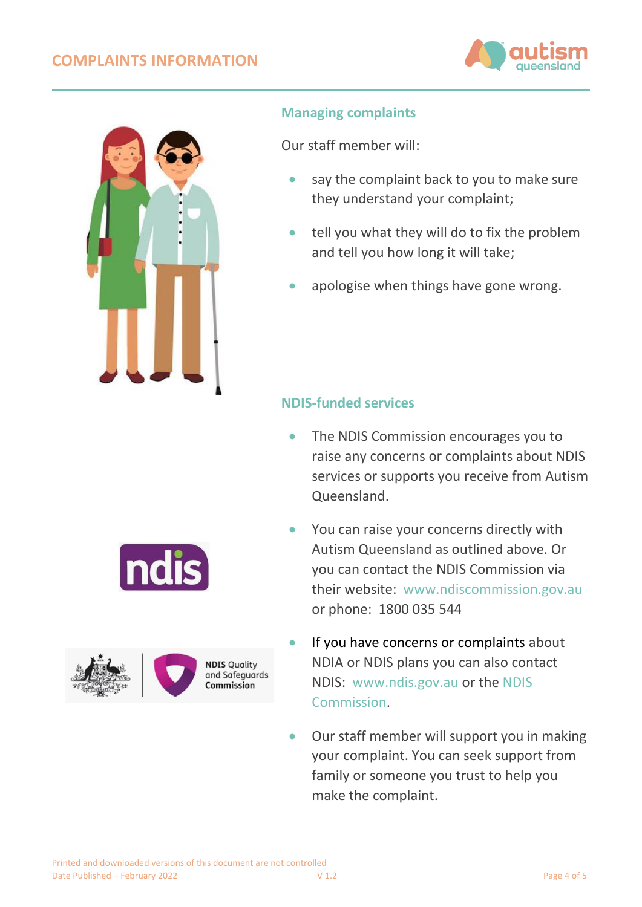## Managing complaints

Our staff member will:

- say the complaint back to you to make sure they understand your complaint;
- tell you what they will do to fix the problem and tell you how long it will take;
- apologise when things have gone wrong.

## NDIS-funded services

- The NDIS Commission encourages you to raise any concerns or complaints about NDIS services or supports you receive from Autism Queensland.
- You can raise your concerns directly with Autism Queensland as outlined above. Or you can contact the NDIS Commission via their website: www.ndiscommission.gov.au or phone: 1800 035 544
- If you have concerns or complaints about NDIA or NDIS plans you can also contact NDIS: www.ndis.gov.au or the NDIS Commission.
- Our staff member will support you in making your complaint. You can seek support from family or someone you trust to help you make the complaint.

Printed and downloaded versions of this document are not controlled
Date Published – February 2022 V 1.2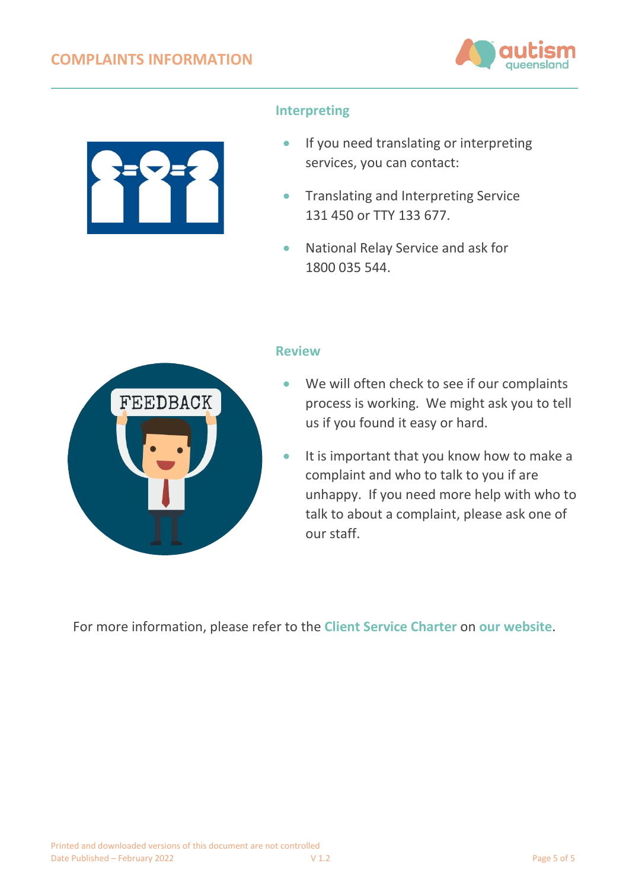## Interpreting

- If you need translating or interpreting services, you can contact:
- Translating and Interpreting Service 131 450 or TTY 133 677.
- National Relay Service and ask for 1800 035 544.

## Review

- We will often check to see if our complaints process is working. We might ask you to tell us if you found it easy or hard.
- It is important that you know how to make a complaint and who to talk to you if are unhappy. If you need more help with who to talk to about a complaint, please ask one of our staff.

For more information, please refer to the **Client Service Charter** on **our website**.

Printed and downloaded versions of this document are not controlled
Date Published – February 2022 V 1.2